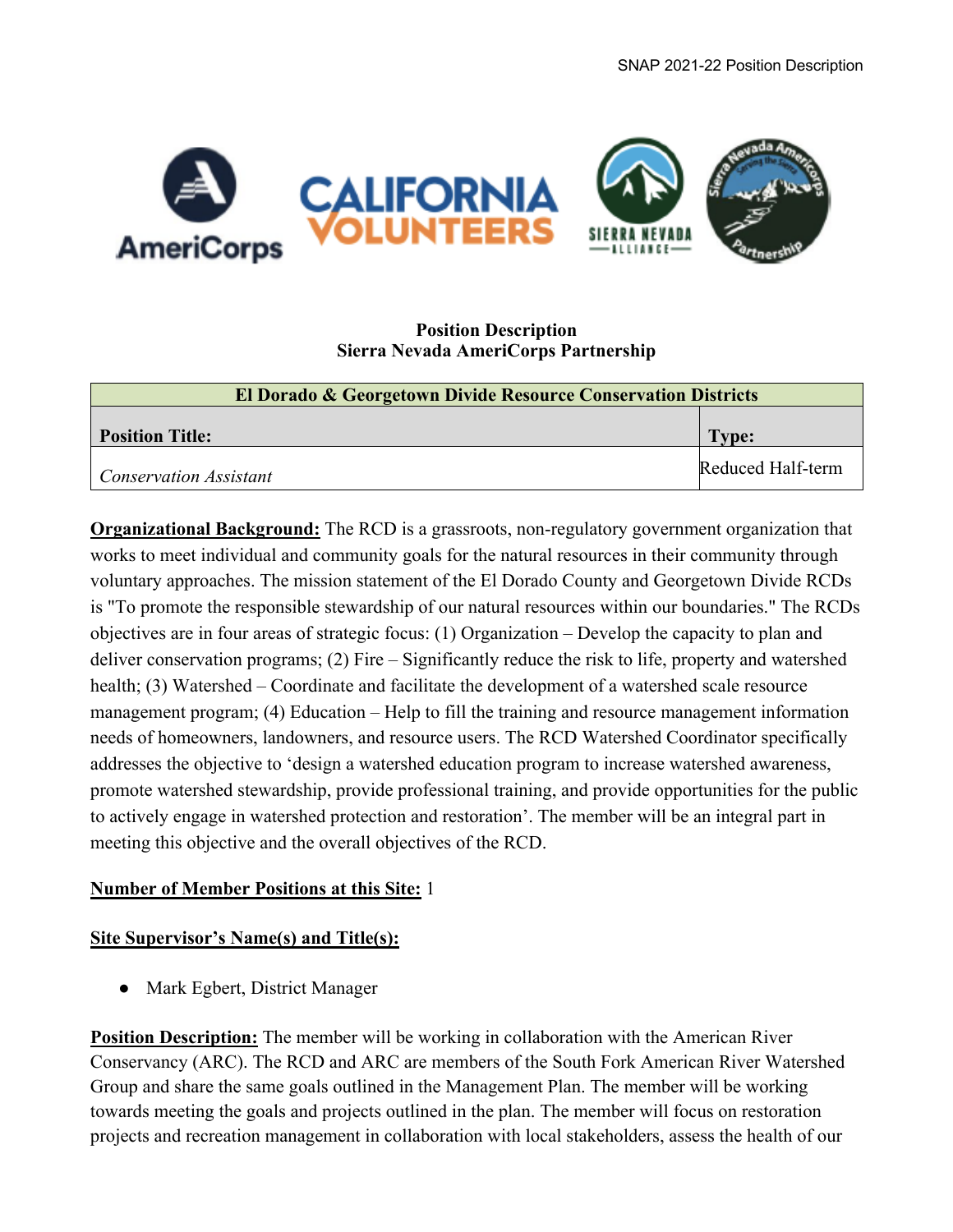**Position Description**
**Sierra Nevada AmeriCorps Partnership**

| El Dorado & Georgetown Divide Resource Conservation Districts | |
|---|---|
| **Position Title:** | **Type:** |
| *Conservation Assistant* | Reduced Half-term |

**Organizational Background:** The RCD is a grassroots, non-regulatory government organization that works to meet individual and community goals for the natural resources in their community through voluntary approaches. The mission statement of the El Dorado County and Georgetown Divide RCDs is "To promote the responsible stewardship of our natural resources within our boundaries." The RCDs objectives are in four areas of strategic focus: (1) Organization – Develop the capacity to plan and deliver conservation programs; (2) Fire – Significantly reduce the risk to life, property and watershed health; (3) Watershed – Coordinate and facilitate the development of a watershed scale resource management program; (4) Education – Help to fill the training and resource management information needs of homeowners, landowners, and resource users. The RCD Watershed Coordinator specifically addresses the objective to 'design a watershed education program to increase watershed awareness, promote watershed stewardship, provide professional training, and provide opportunities for the public to actively engage in watershed protection and restoration'. The member will be an integral part in meeting this objective and the overall objectives of the RCD.

**Number of Member Positions at this Site:** 1

**Site Supervisor's Name(s) and Title(s):**

- Mark Egbert, District Manager

**Position Description:** The member will be working in collaboration with the American River Conservancy (ARC). The RCD and ARC are members of the South Fork American River Watershed Group and share the same goals outlined in the Management Plan. The member will be working towards meeting the goals and projects outlined in the plan. The member will focus on restoration projects and recreation management in collaboration with local stakeholders, assess the health of our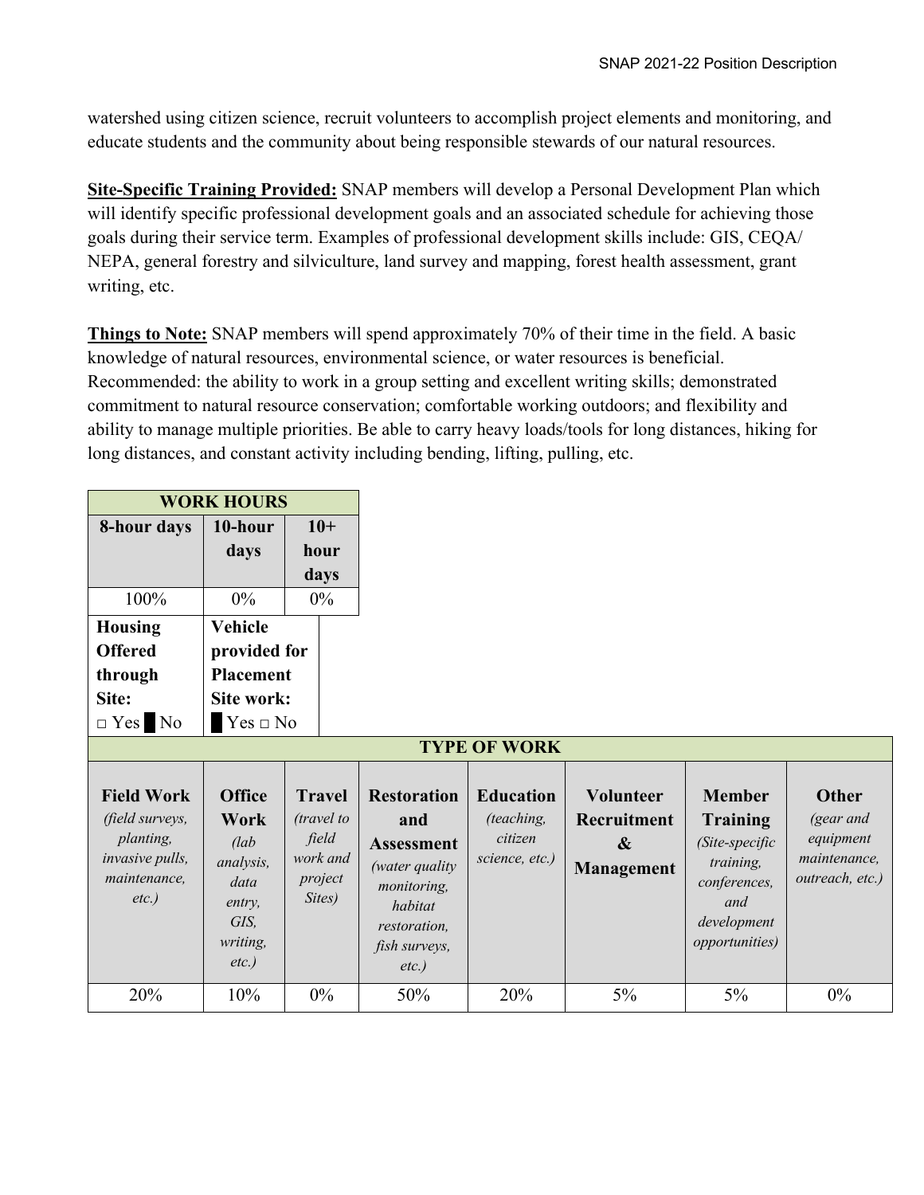watershed using citizen science, recruit volunteers to accomplish project elements and monitoring, and educate students and the community about being responsible stewards of our natural resources.

**Site-Specific Training Provided:** SNAP members will develop a Personal Development Plan which will identify specific professional development goals and an associated schedule for achieving those goals during their service term. Examples of professional development skills include: GIS, CEQA/ NEPA, general forestry and silviculture, land survey and mapping, forest health assessment, grant writing, etc.

**Things to Note:** SNAP members will spend approximately 70% of their time in the field. A basic knowledge of natural resources, environmental science, or water resources is beneficial. Recommended: the ability to work in a group setting and excellent writing skills; demonstrated commitment to natural resource conservation; comfortable working outdoors; and flexibility and ability to manage multiple priorities. Be able to carry heavy loads/tools for long distances, hiking for long distances, and constant activity including bending, lifting, pulling, etc.

| WORK HOURS | | |
|---|---|---|
| **8-hour days** | **10-hour days** | **10+ hour days** |
| 100% | 0% | 0% |

| **Housing Offered through Site:** | **Vehicle provided for Placement Site work:** |
|---|---|
| □ Yes ■ No | ■ Yes □ No |

| TYPE OF WORK | | | | | | | |
|---|---|---|---|---|---|---|---|
| **Field Work** *(field surveys, planting, invasive pulls, maintenance, etc.)* | **Office Work** *(lab analysis, data entry, GIS, writing, etc.)* | **Travel** *(travel to field work and project Sites)* | **Restoration and Assessment** *(water quality monitoring, habitat restoration, fish surveys, etc.)* | **Education** *(teaching, citizen science, etc.)* | **Volunteer Recruitment & Management** | **Member Training** *(Site-specific training, conferences, and development opportunities)* | **Other** *(gear and equipment maintenance, outreach, etc.)* |
| 20% | 10% | 0% | 50% | 20% | 5% | 5% | 0% |